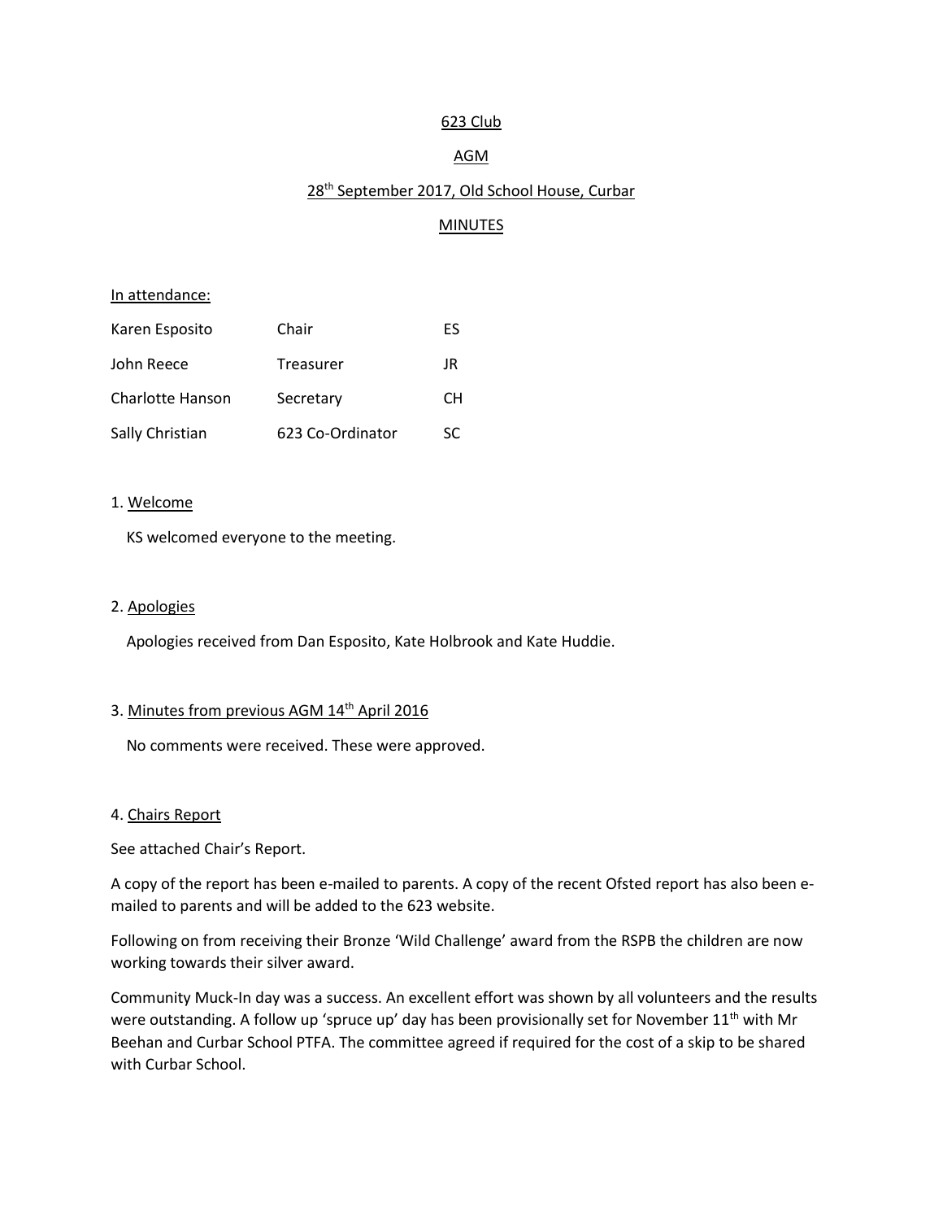623 Club

AGM

28th September 2017, Old School House, Curbar

MINUTES

In attendance:

| | | |
|---|---|---|
| Karen Esposito | Chair | ES |
| John Reece | Treasurer | JR |
| Charlotte Hanson | Secretary | CH |
| Sally Christian | 623 Co-Ordinator | SC |

1. Welcome

KS welcomed everyone to the meeting.

2. Apologies

Apologies received from Dan Esposito, Kate Holbrook and Kate Huddie.

3. Minutes from previous AGM 14th April 2016

No comments were received. These were approved.

4. Chairs Report

See attached Chair's Report.

A copy of the report has been e-mailed to parents. A copy of the recent Ofsted report has also been e-mailed to parents and will be added to the 623 website.

Following on from receiving their Bronze 'Wild Challenge' award from the RSPB the children are now working towards their silver award.

Community Muck-In day was a success. An excellent effort was shown by all volunteers and the results were outstanding. A follow up 'spruce up' day has been provisionally set for November 11th with Mr Beehan and Curbar School PTFA. The committee agreed if required for the cost of a skip to be shared with Curbar School.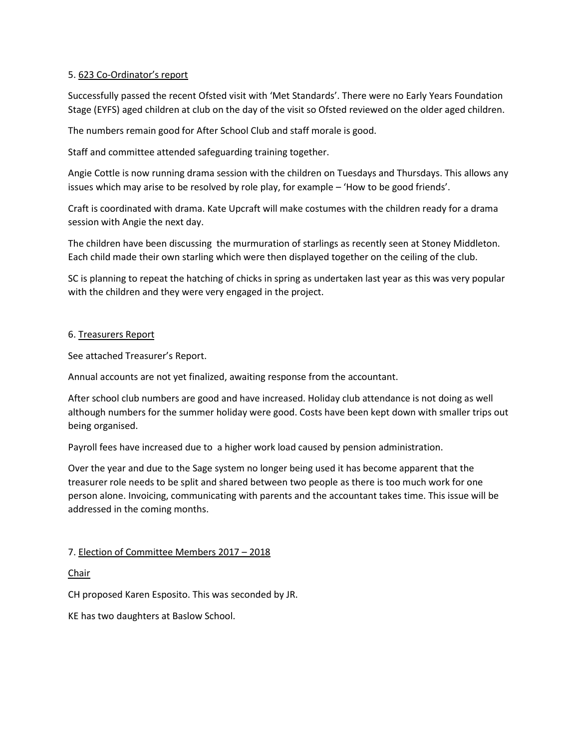5. <u>623 Co-Ordinator's report</u>

Successfully passed the recent Ofsted visit with 'Met Standards'. There were no Early Years Foundation Stage (EYFS) aged children at club on the day of the visit so Ofsted reviewed on the older aged children.

The numbers remain good for After School Club and staff morale is good.

Staff and committee attended safeguarding training together.

Angie Cottle is now running drama session with the children on Tuesdays and Thursdays. This allows any issues which may arise to be resolved by role play, for example – 'How to be good friends'.

Craft is coordinated with drama. Kate Upcraft will make costumes with the children ready for a drama session with Angie the next day.

The children have been discussing  the murmuration of starlings as recently seen at Stoney Middleton. Each child made their own starling which were then displayed together on the ceiling of the club.

SC is planning to repeat the hatching of chicks in spring as undertaken last year as this was very popular with the children and they were very engaged in the project.

6. <u>Treasurers Report</u>

See attached Treasurer's Report.

Annual accounts are not yet finalized, awaiting response from the accountant.

After school club numbers are good and have increased. Holiday club attendance is not doing as well although numbers for the summer holiday were good. Costs have been kept down with smaller trips out being organised.

Payroll fees have increased due to  a higher work load caused by pension administration.

Over the year and due to the Sage system no longer being used it has become apparent that the treasurer role needs to be split and shared between two people as there is too much work for one person alone. Invoicing, communicating with parents and the accountant takes time. This issue will be addressed in the coming months.

7. <u>Election of Committee Members 2017 – 2018</u>

<u>Chair</u>

CH proposed Karen Esposito. This was seconded by JR.

KE has two daughters at Baslow School.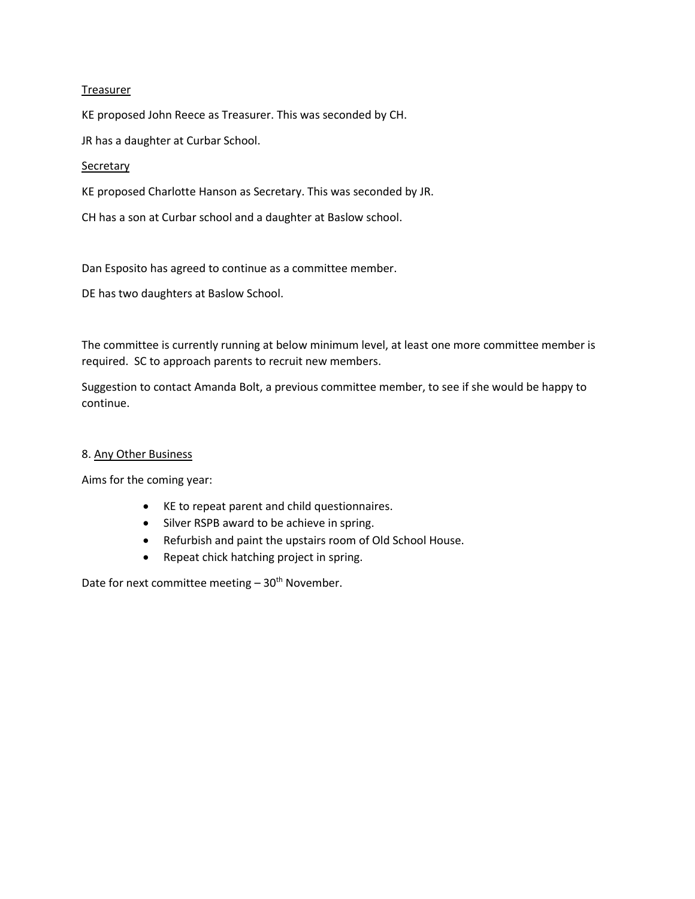Treasurer

KE proposed John Reece as Treasurer. This was seconded by CH.

JR has a daughter at Curbar School.

Secretary

KE proposed Charlotte Hanson as Secretary. This was seconded by JR.

CH has a son at Curbar school and a daughter at Baslow school.

Dan Esposito has agreed to continue as a committee member.

DE has two daughters at Baslow School.

The committee is currently running at below minimum level, at least one more committee member is required. SC to approach parents to recruit new members.

Suggestion to contact Amanda Bolt, a previous committee member, to see if she would be happy to continue.

## 8. Any Other Business

Aims for the coming year:

- KE to repeat parent and child questionnaires.
- Silver RSPB award to be achieve in spring.
- Refurbish and paint the upstairs room of Old School House.
- Repeat chick hatching project in spring.

Date for next committee meeting – 30th November.